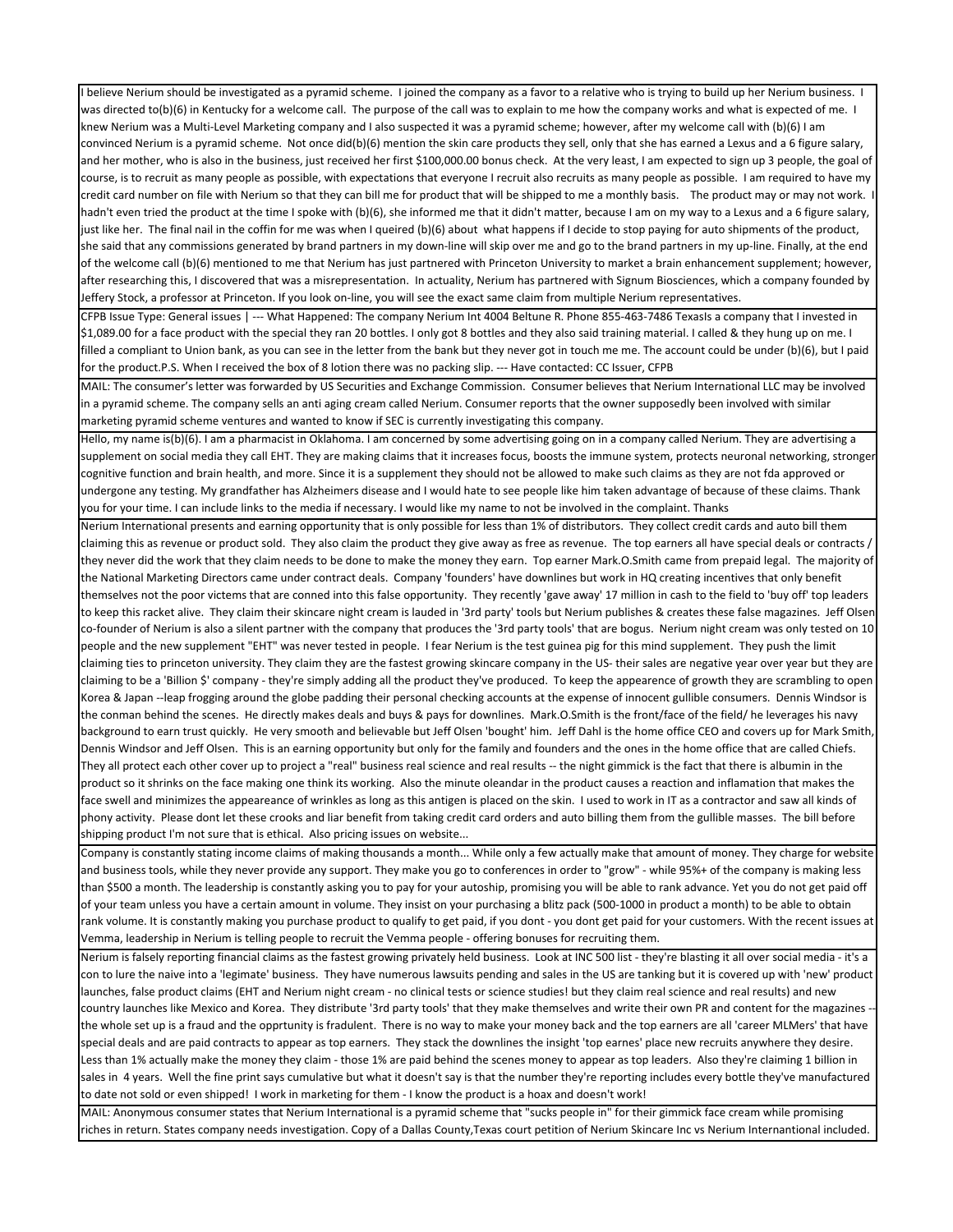| |
|---|
| I believe Nerium should be investigated as a pyramid scheme. I joined the company as a favor to a relative who is trying to build up her Nerium business. I was directed to(b)(6) in Kentucky for a welcome call. The purpose of the call was to explain to me how the company works and what is expected of me. I knew Nerium was a Multi-Level Marketing company and I also suspected it was a pyramid scheme; however, after my welcome call with (b)(6) I am convinced Nerium is a pyramid scheme. Not once did(b)(6) mention the skin care products they sell, only that she has earned a Lexus and a 6 figure salary, and her mother, who is also in the business, just received her first $100,000.00 bonus check. At the very least, I am expected to sign up 3 people, the goal of course, is to recruit as many people as possible, with expectations that everyone I recruit also recruits as many people as possible. I am required to have my credit card number on file with Nerium so that they can bill me for product that will be shipped to me a monthly basis. The product may or may not work. I hadn't even tried the product at the time I spoke with (b)(6), she informed me that it didn't matter, because I am on my way to a Lexus and a 6 figure salary, just like her. The final nail in the coffin for me was when I queired (b)(6) about what happens if I decide to stop paying for auto shipments of the product, she said that any commissions generated by brand partners in my down-line will skip over me and go to the brand partners in my up-line. Finally, at the end of the welcome call (b)(6) mentioned to me that Nerium has just partnered with Princeton University to market a brain enhancement supplement; however, after researching this, I discovered that was a misrepresentation. In actuality, Nerium has partnered with Signum Biosciences, which a company founded by Jeffery Stock, a professor at Princeton. If you look on-line, you will see the exact same claim from multiple Nerium representatives. |
| CFPB Issue Type: General issues \| --- What Happened: The company Nerium Int 4004 Beltune R. Phone 855-463-7486 TexasIs a company that I invested in $1,089.00 for a face product with the special they ran 20 bottles. I only got 8 bottles and they also said training material. I called & they hung up on me. I filled a compliant to Union bank, as you can see in the letter from the bank but they never got in touch me me. The account could be under (b)(6), but I paid for the product.P.S. When I received the box of 8 lotion there was no packing slip. --- Have contacted: CC Issuer, CFPB |
| MAIL: The consumer's letter was forwarded by US Securities and Exchange Commission. Consumer believes that Nerium International LLC may be involved in a pyramid scheme. The company sells an anti aging cream called Nerium. Consumer reports that the owner supposedly been involved with similar marketing pyramid scheme ventures and wanted to know if SEC is currently investigating this company. |
| Hello, my name is(b)(6). I am a pharmacist in Oklahoma. I am concerned by some advertising going on in a company called Nerium. They are advertising a supplement on social media they call EHT. They are making claims that it increases focus, boosts the immune system, protects neuronal networking, stronger cognitive function and brain health, and more. Since it is a supplement they should not be allowed to make such claims as they are not fda approved or undergone any testing. My grandfather has Alzheimers disease and I would hate to see people like him taken advantage of because of these claims. Thank you for your time. I can include links to the media if necessary. I would like my name to not be involved in the complaint. Thanks |
| Nerium International presents and earning opportunity that is only possible for less than 1% of distributors. They collect credit cards and auto bill them claiming this as revenue or product sold. They also claim the product they give away as free as revenue. The top earners all have special deals or contracts / they never did the work that they claim needs to be done to make the money they earn. Top earner Mark.O.Smith came from prepaid legal. The majority of the National Marketing Directors came under contract deals. Company 'founders' have downlines but work in HQ creating incentives that only benefit themselves not the poor victems that are conned into this false opportunity. They recently 'gave away' 17 million in cash to the field to 'buy off' top leaders to keep this racket alive. They claim their skincare night cream is lauded in '3rd party' tools but Nerium publishes & creates these false magazines. Jeff Olsen co-founder of Nerium is also a silent partner with the company that produces the '3rd party tools' that are bogus. Nerium night cream was only tested on 10 people and the new supplement "EHT" was never tested in people. I fear Nerium is the test guinea pig for this mind supplement. They push the limit claiming ties to princeton university. They claim they are the fastest growing skincare company in the US- their sales are negative year over year but they are claiming to be a 'Billion $' company - they're simply adding all the product they've produced. To keep the appearence of growth they are scrambling to open Korea & Japan --leap frogging around the globe padding their personal checking accounts at the expense of innocent gullible consumers. Dennis Windsor is the conman behind the scenes. He directly makes deals and buys & pays for downlines. Mark.O.Smith is the front/face of the field/ he leverages his navy background to earn trust quickly. He very smooth and believable but Jeff Olsen 'bought' him. Jeff Dahl is the home office CEO and covers up for Mark Smith, Dennis Windsor and Jeff Olsen. This is an earning opportunity but only for the family and founders and the ones in the home office that are called Chiefs. They all protect each other cover up to project a "real" business real science and real results -- the night gimmick is the fact that there is albumin in the product so it shrinks on the face making one think its working. Also the minute oleandar in the product causes a reaction and inflamation that makes the face swell and minimizes the appeareance of wrinkles as long as this antigen is placed on the skin. I used to work in IT as a contractor and saw all kinds of phony activity. Please dont let these crooks and liar benefit from taking credit card orders and auto billing them from the gullible masses. The bill before shipping product I'm not sure that is ethical. Also pricing issues on website... |
| Company is constantly stating income claims of making thousands a month... While only a few actually make that amount of money. They charge for website and business tools, while they never provide any support. They make you go to conferences in order to "grow" - while 95%+ of the company is making less than $500 a month. The leadership is constantly asking you to pay for your autoship, promising you will be able to rank advance. Yet you do not get paid off of your team unless you have a certain amount in volume. They insist on your purchasing a blitz pack (500-1000 in product a month) to be able to obtain rank volume. It is constantly making you purchase product to qualify to get paid, if you dont - you dont get paid for your customers. With the recent issues at Vemma, leadership in Nerium is telling people to recruit the Vemma people - offering bonuses for recruiting them. |
| Nerium is falsely reporting financial claims as the fastest growing privately held business. Look at INC 500 list - they're blasting it all over social media - it's a con to lure the naive into a 'legimate' business. They have numerous lawsuits pending and sales in the US are tanking but it is covered up with 'new' product launches, false product claims (EHT and Nerium night cream - no clinical tests or science studies! but they claim real science and real results) and new country launches like Mexico and Korea. They distribute '3rd party tools' that they make themselves and write their own PR and content for the magazines -- the whole set up is a fraud and the opprtunity is fradulent. There is no way to make your money back and the top earners are all 'career MLMers' that have special deals and are paid contracts to appear as top earners. They stack the downlines the insight 'top earnes' place new recruits anywhere they desire. Less than 1% actually make the money they claim - those 1% are paid behind the scenes money to appear as top leaders. Also they're claiming 1 billion in sales in 4 years. Well the fine print says cumulative but what it doesn't say is that the number they're reporting includes every bottle they've manufactured to date not sold or even shipped! I work in marketing for them - I know the product is a hoax and doesn't work! |
| MAIL: Anonymous consumer states that Nerium International is a pyramid scheme that "sucks people in" for their gimmick face cream while promising riches in return. States company needs investigation. Copy of a Dallas County,Texas court petition of Nerium Skincare Inc vs Nerium Internantional included. |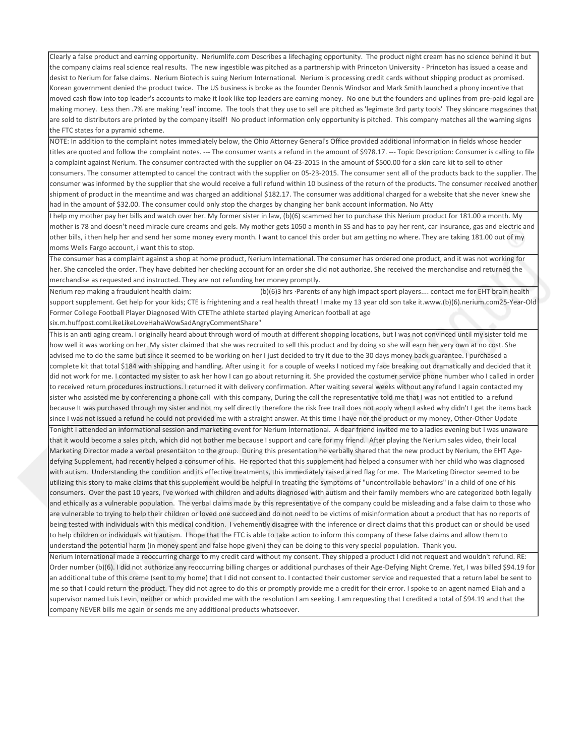| |
|---|
| Clearly a false product and earning opportunity. Neriumlife.com Describes a lifechaging opportunity. The product night cream has no science behind it but the company claims real science real results. The new ingestible was pitched as a partnership with Princeton University - Princeton has issued a cease and desist to Nerium for false claims. Nerium Biotech is suing Nerium International. Nerium is processing credit cards without shipping product as promised. Korean government denied the product twice. The US business is broke as the founder Dennis Windsor and Mark Smith launched a phony incentive that moved cash flow into top leader's accounts to make it look like top leaders are earning money. No one but the founders and uplines from pre-paid legal are making money. Less then .7% are making 'real' income. The tools that they use to sell are pitched as 'legimate 3rd party tools' They skincare magazines that are sold to distributors are printed by the company itself! No product information only opportunity is pitched. This company matches all the warning signs the FTC states for a pyramid scheme. |
| NOTE: In addition to the complaint notes immediately below, the Ohio Attorney General's Office provided additional information in fields whose header titles are quoted and follow the complaint notes. --- The consumer wants a refund in the amount of $978.17. --- Topic Description: Consumer is calling to file a complaint against Nerium. The consumer contracted with the supplier on 04-23-2015 in the amount of $500.00 for a skin care kit to sell to other consumers. The consumer attempted to cancel the contract with the supplier on 05-23-2015. The consumer sent all of the products back to the supplier. The consumer was informed by the supplier that she would receive a full refund within 10 business of the return of the products. The consumer received another shipment of product in the meantime and was charged an additional $182.17. The consumer was additional charged for a website that she never knew she had in the amount of $32.00. The consumer could only stop the charges by changing her bank account information. No Atty |
| I help my mother pay her bills and watch over her. My former sister in law, (b)(6) scammed her to purchase this Nerium product for 181.00 a month. My mother is 78 and doesn't need miracle cure creams and gels. My mother gets 1050 a month in SS and has to pay her rent, car insurance, gas and electric and other bills, i then help her and send her some money every month. I want to cancel this order but am getting no where. They are taking 181.00 out of my moms Wells Fargo account, i want this to stop. |
| The consumer has a complaint against a shop at home product, Nerium International. The consumer has ordered one product, and it was not working for her. She canceled the order. They have debited her checking account for an order she did not authorize. She received the merchandise and returned the merchandise as requested and instructed. They are not refunding her money promptly. |
| Nerium rep making a fraudulent health claim: (b)(6)3 hrs ·Parents of any high impact sport players.... contact me for EHT brain health support supplement. Get help for your kids; CTE is frightening and a real health threat! I make my 13 year old son take it.www.(b)(6).nerium.com25-Year-Old Former College Football Player Diagnosed With CTEThe athlete started playing American football at age six.m.huffpost.comLikeLikeLoveHahaWowSadAngryCommentShare" |
| This is an anti aging cream. I originally heard about through word of mouth at different shopping locations, but I was not convinced until my sister told me how well it was working on her. My sister claimed that she was recruited to sell this product and by doing so she will earn her very own at no cost. She advised me to do the same but since it seemed to be working on her I just decided to try it due to the 30 days money back guarantee. I purchased a complete kit that total $184 with shipping and handling. After using it for a couple of weeks I noticed my face breaking out dramatically and decided that it did not work for me. I contacted my sister to ask her how I can go about returning it. She provided the costumer service phone number who I called in order to received return procedures instructions. I returned it with delivery confirmation. After waiting several weeks without any refund I again contacted my sister who assisted me by conferencing a phone call with this company, During the call the representative told me that I was not entitled to a refund because It was purchased through my sister and not my self directly therefore the risk free trail does not apply when I asked why didn't I get the items back since I was not issued a refund he could not provided me with a straight answer. At this time I have nor the product or my money, Other-Other Update |
| Tonight I attended an informational session and marketing event for Nerium International. A dear friend invited me to a ladies evening but I was unaware that it would become a sales pitch, which did not bother me because I support and care for my friend. After playing the Nerium sales video, their local Marketing Director made a verbal presentaiton to the group. During this presentation he verbally shared that the new product by Nerium, the EHT Age-defying Supplement, had recently helped a consumer of his. He reported that this supplement had helped a consumer with her child who was diagnosed with autism. Understanding the condition and its effective treatments, this immediately raised a red flag for me. The Marketing Director seemed to be utilizing this story to make claims that this supplement would be helpful in treating the symptoms of "uncontrollable behaviors" in a child of one of his consumers. Over the past 10 years, I've worked with children and adults diagnosed with autism and their family members who are categorized both legally and ethically as a vulnerable population. The verbal claims made by this representative of the company could be misleading and a false claim to those who are vulnerable to trying to help their children or loved one succeed and do not need to be victims of misinformation about a product that has no reports of being tested with individuals with this medical condition. I vehemently disagree with the inference or direct claims that this product can or should be used to help children or individuals with autism. I hope that the FTC is able to take action to inform this company of these false claims and allow them to understand the potential harm (in money spent and false hope given) they can be doing to this very special population. Thank you. |
| Nerium International made a reoccurring charge to my credit card without my consent. They shipped a product I did not request and wouldn't refund. RE: Order number (b)(6). I did not authorize any reoccurring billing charges or additional purchases of their Age-Defying Night Creme. Yet, I was billed $94.19 for an additional tube of this creme (sent to my home) that I did not consent to. I contacted their customer service and requested that a return label be sent to me so that I could return the product. They did not agree to do this or promptly provide me a credit for their error. I spoke to an agent named Eliah and a supervisor named Luis Levin, neither or which provided me with the resolution I am seeking. I am requesting that I credited a total of $94.19 and that the company NEVER bills me again or sends me any additional products whatsoever. |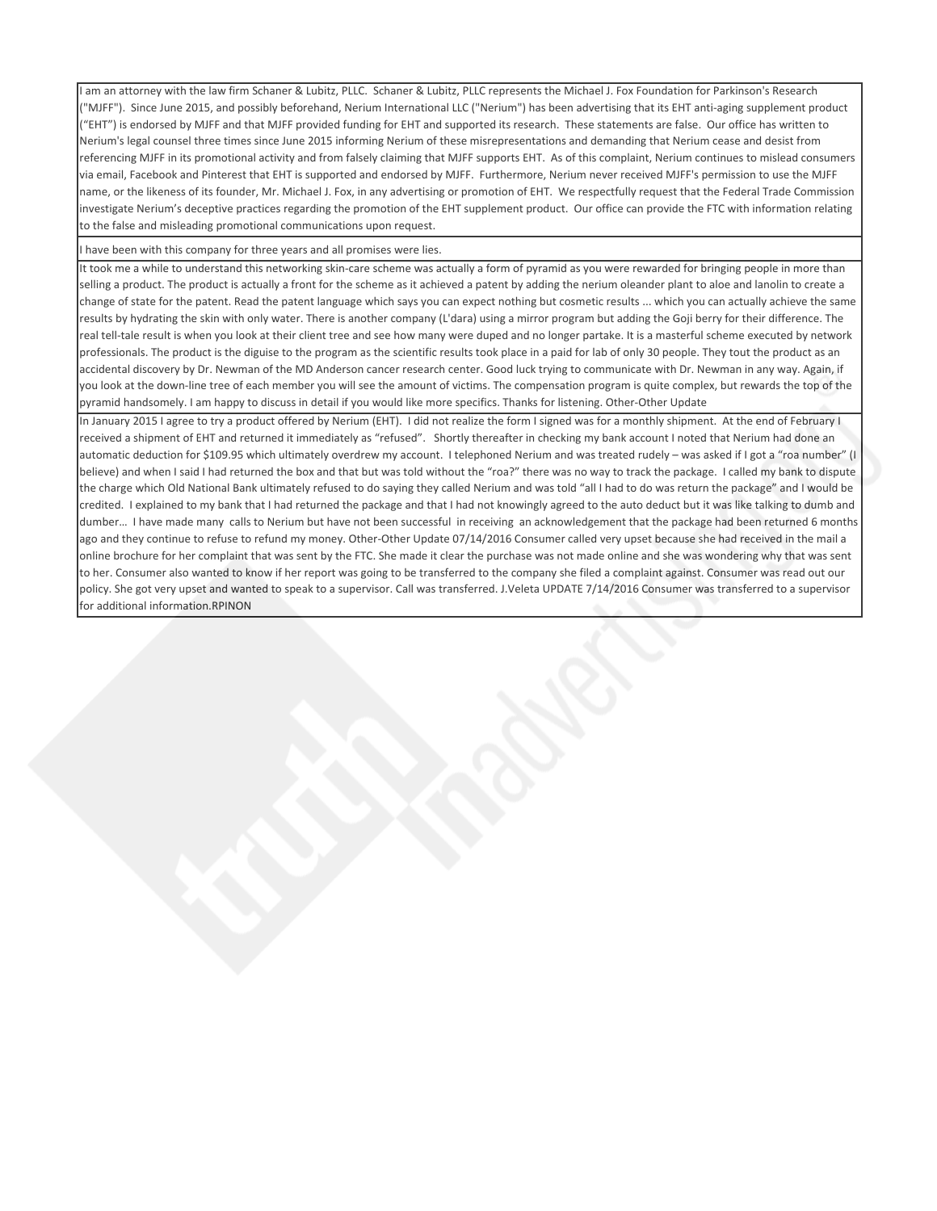| |
|---|
| I am an attorney with the law firm Schaner & Lubitz, PLLC. Schaner & Lubitz, PLLC represents the Michael J. Fox Foundation for Parkinson's Research ("MJFF"). Since June 2015, and possibly beforehand, Nerium International LLC ("Nerium") has been advertising that its EHT anti-aging supplement product ("EHT") is endorsed by MJFF and that MJFF provided funding for EHT and supported its research. These statements are false. Our office has written to Nerium's legal counsel three times since June 2015 informing Nerium of these misrepresentations and demanding that Nerium cease and desist from referencing MJFF in its promotional activity and from falsely claiming that MJFF supports EHT. As of this complaint, Nerium continues to mislead consumers via email, Facebook and Pinterest that EHT is supported and endorsed by MJFF. Furthermore, Nerium never received MJFF's permission to use the MJFF name, or the likeness of its founder, Mr. Michael J. Fox, in any advertising or promotion of EHT. We respectfully request that the Federal Trade Commission investigate Nerium's deceptive practices regarding the promotion of the EHT supplement product. Our office can provide the FTC with information relating to the false and misleading promotional communications upon request. |
| I have been with this company for three years and all promises were lies. |
| It took me a while to understand this networking skin-care scheme was actually a form of pyramid as you were rewarded for bringing people in more than selling a product. The product is actually a front for the scheme as it achieved a patent by adding the nerium oleander plant to aloe and lanolin to create a change of state for the patent. Read the patent language which says you can expect nothing but cosmetic results ... which you can actually achieve the same results by hydrating the skin with only water. There is another company (L'dara) using a mirror program but adding the Goji berry for their difference. The real tell-tale result is when you look at their client tree and see how many were duped and no longer partake. It is a masterful scheme executed by network professionals. The product is the diguise to the program as the scientific results took place in a paid for lab of only 30 people. They tout the product as an accidental discovery by Dr. Newman of the MD Anderson cancer research center. Good luck trying to communicate with Dr. Newman in any way. Again, if you look at the down-line tree of each member you will see the amount of victims. The compensation program is quite complex, but rewards the top of the pyramid handsomely. I am happy to discuss in detail if you would like more specifics. Thanks for listening. Other-Other Update |
| In January 2015 I agree to try a product offered by Nerium (EHT). I did not realize the form I signed was for a monthly shipment. At the end of February I received a shipment of EHT and returned it immediately as "refused". Shortly thereafter in checking my bank account I noted that Nerium had done an automatic deduction for $109.95 which ultimately overdrew my account. I telephoned Nerium and was treated rudely – was asked if I got a "roa number" (I believe) and when I said I had returned the box and that but was told without the "roa?" there was no way to track the package. I called my bank to dispute the charge which Old National Bank ultimately refused to do saying they called Nerium and was told "all I had to do was return the package" and I would be credited. I explained to my bank that I had returned the package and that I had not knowingly agreed to the auto deduct but it was like talking to dumb and dumber... I have made many calls to Nerium but have not been successful in receiving an acknowledgement that the package had been returned 6 months ago and they continue to refuse to refund my money. Other-Other Update 07/14/2016 Consumer called very upset because she had received in the mail a online brochure for her complaint that was sent by the FTC. She made it clear the purchase was not made online and she was wondering why that was sent to her. Consumer also wanted to know if her report was going to be transferred to the company she filed a complaint against. Consumer was read out our policy. She got very upset and wanted to speak to a supervisor. Call was transferred. J.Veleta UPDATE 7/14/2016 Consumer was transferred to a supervisor for additional information.RPINON |